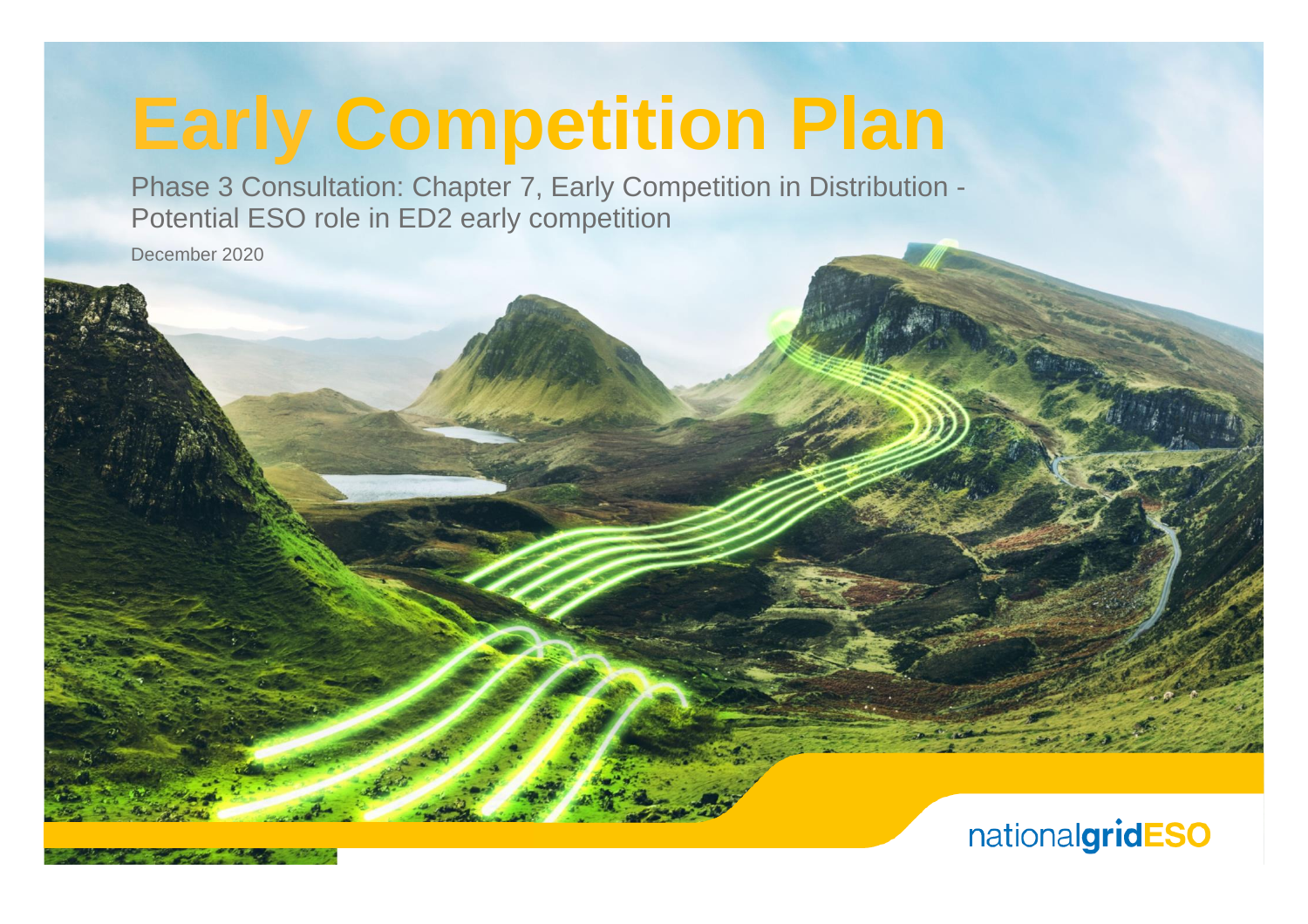# Early Competition Plan

Phase 3 Consultation: Chapter 7, Early Competition in Distribution - Potential ESO role in ED2 early competition

December 2020

nationalgridESO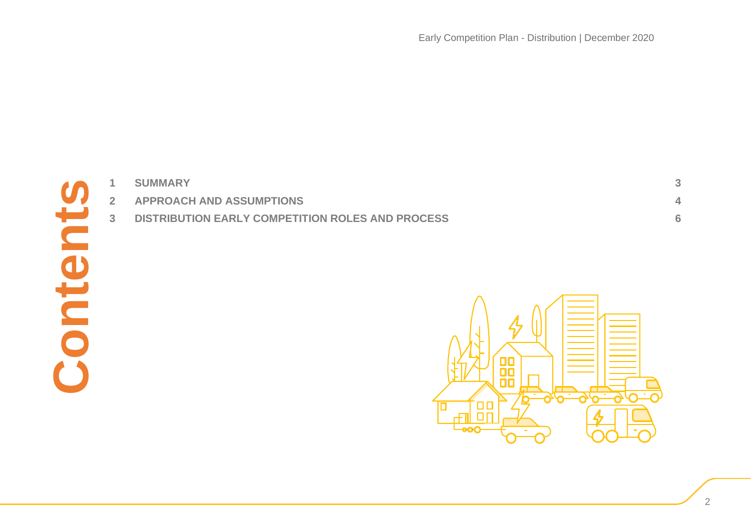# Contents

| | | |
|---|---|---|
| 1 | SUMMARY | 3 |
| 2 | APPROACH AND ASSUMPTIONS | 4 |
| 3 | DISTRIBUTION EARLY COMPETITION ROLES AND PROCESS | 6 |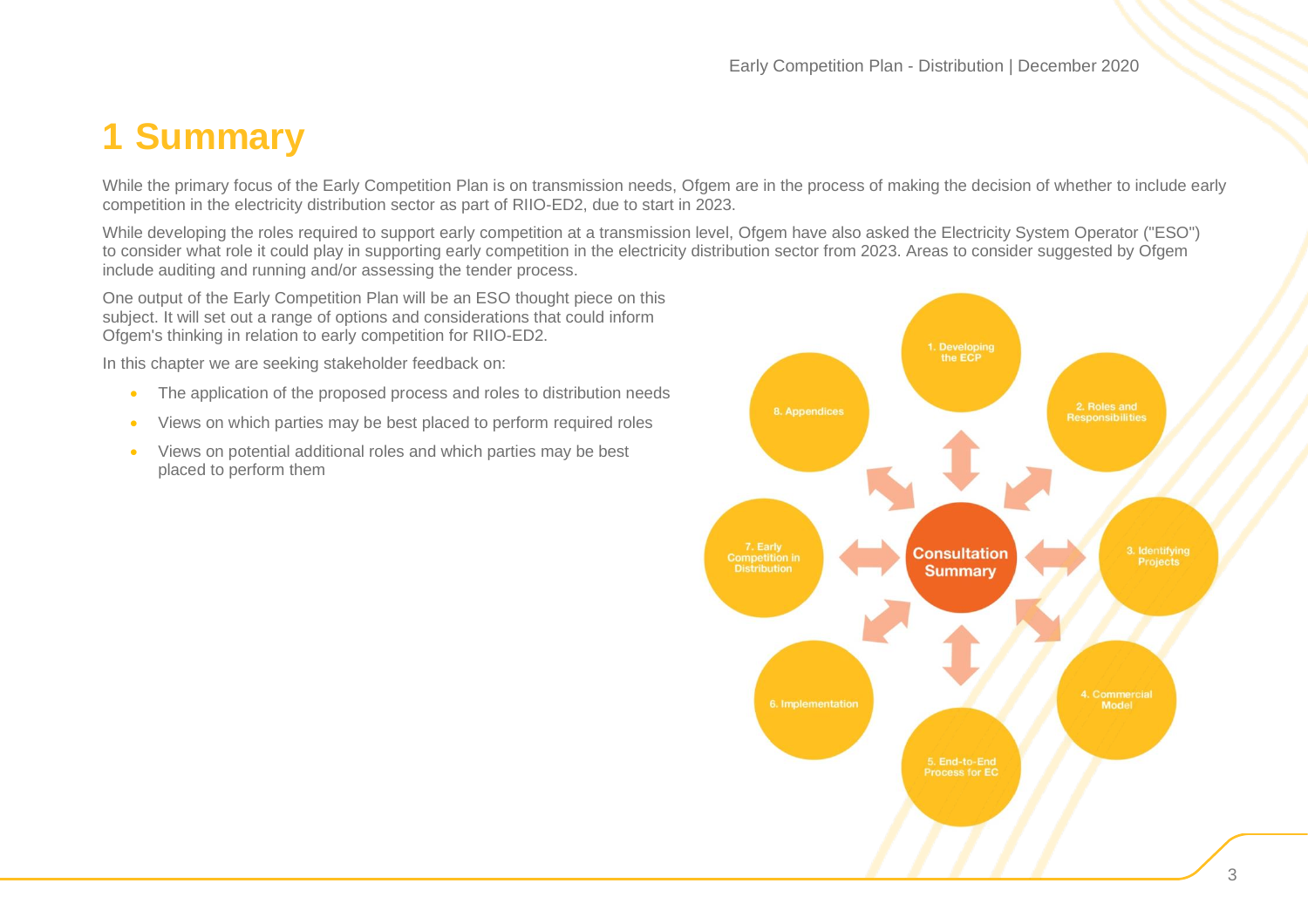# 1 Summary

While the primary focus of the Early Competition Plan is on transmission needs, Ofgem are in the process of making the decision of whether to include early competition in the electricity distribution sector as part of RIIO-ED2, due to start in 2023.

While developing the roles required to support early competition at a transmission level, Ofgem have also asked the Electricity System Operator ("ESO") to consider what role it could play in supporting early competition in the electricity distribution sector from 2023. Areas to consider suggested by Ofgem include auditing and running and/or assessing the tender process.

One output of the Early Competition Plan will be an ESO thought piece on this subject. It will set out a range of options and considerations that could inform Ofgem's thinking in relation to early competition for RIIO-ED2.

In this chapter we are seeking stakeholder feedback on:

- The application of the proposed process and roles to distribution needs
- Views on which parties may be best placed to perform required roles
- Views on potential additional roles and which parties may be best placed to perform them

Consultation Summary

1. Developing the ECP
2. Roles and Responsibilities
3. Identifying Projects
4. Commercial Model
5. End-to-End Process for EC
6. Implementation
7. Early Competition in Distribution
8. Appendices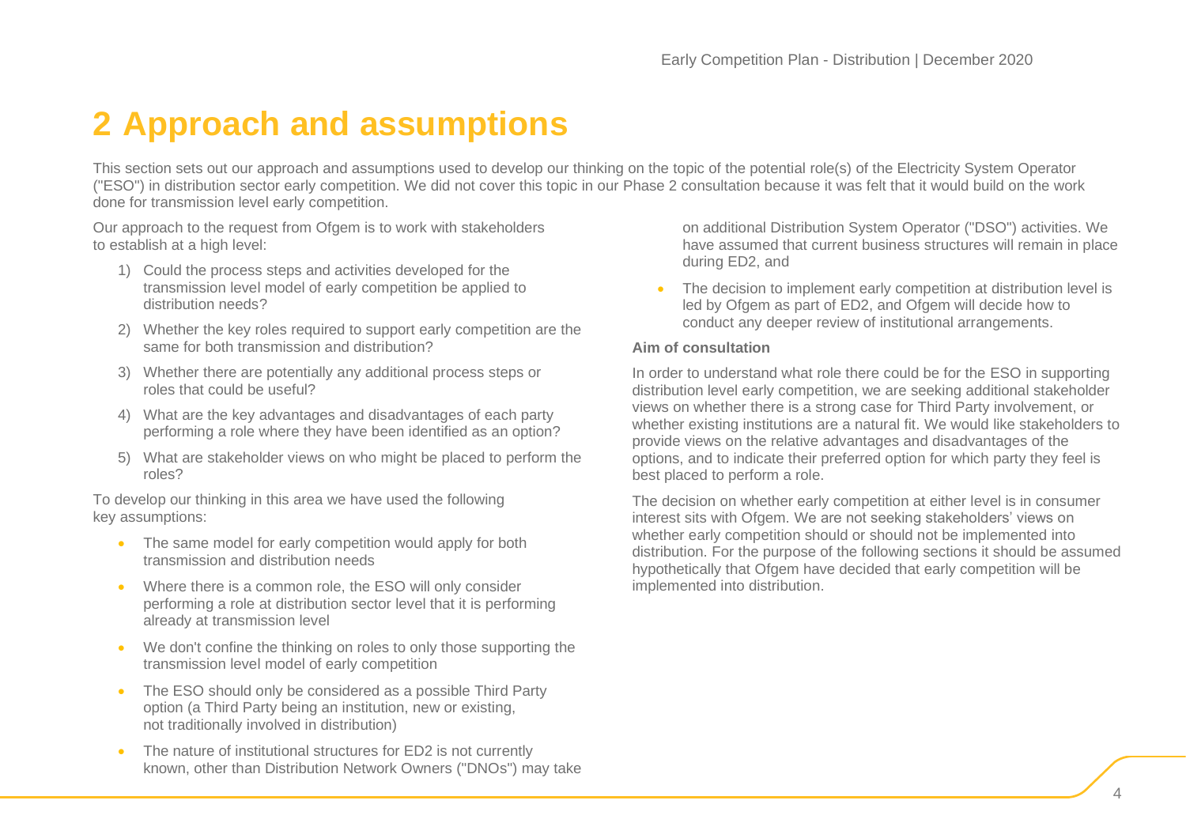# 2 Approach and assumptions

This section sets out our approach and assumptions used to develop our thinking on the topic of the potential role(s) of the Electricity System Operator ("ESO") in distribution sector early competition. We did not cover this topic in our Phase 2 consultation because it was felt that it would build on the work done for transmission level early competition.

Our approach to the request from Ofgem is to work with stakeholders to establish at a high level:

1) Could the process steps and activities developed for the transmission level model of early competition be applied to distribution needs?
2) Whether the key roles required to support early competition are the same for both transmission and distribution?
3) Whether there are potentially any additional process steps or roles that could be useful?
4) What are the key advantages and disadvantages of each party performing a role where they have been identified as an option?
5) What are stakeholder views on who might be placed to perform the roles?

To develop our thinking in this area we have used the following key assumptions:

- The same model for early competition would apply for both transmission and distribution needs
- Where there is a common role, the ESO will only consider performing a role at distribution sector level that it is performing already at transmission level
- We don't confine the thinking on roles to only those supporting the transmission level model of early competition
- The ESO should only be considered as a possible Third Party option (a Third Party being an institution, new or existing, not traditionally involved in distribution)
- The nature of institutional structures for ED2 is not currently known, other than Distribution Network Owners ("DNOs") may take on additional Distribution System Operator ("DSO") activities. We have assumed that current business structures will remain in place during ED2, and
- The decision to implement early competition at distribution level is led by Ofgem as part of ED2, and Ofgem will decide how to conduct any deeper review of institutional arrangements.

**Aim of consultation**

In order to understand what role there could be for the ESO in supporting distribution level early competition, we are seeking additional stakeholder views on whether there is a strong case for Third Party involvement, or whether existing institutions are a natural fit. We would like stakeholders to provide views on the relative advantages and disadvantages of the options, and to indicate their preferred option for which party they feel is best placed to perform a role.

The decision on whether early competition at either level is in consumer interest sits with Ofgem. We are not seeking stakeholders' views on whether early competition should or should not be implemented into distribution. For the purpose of the following sections it should be assumed hypothetically that Ofgem have decided that early competition will be implemented into distribution.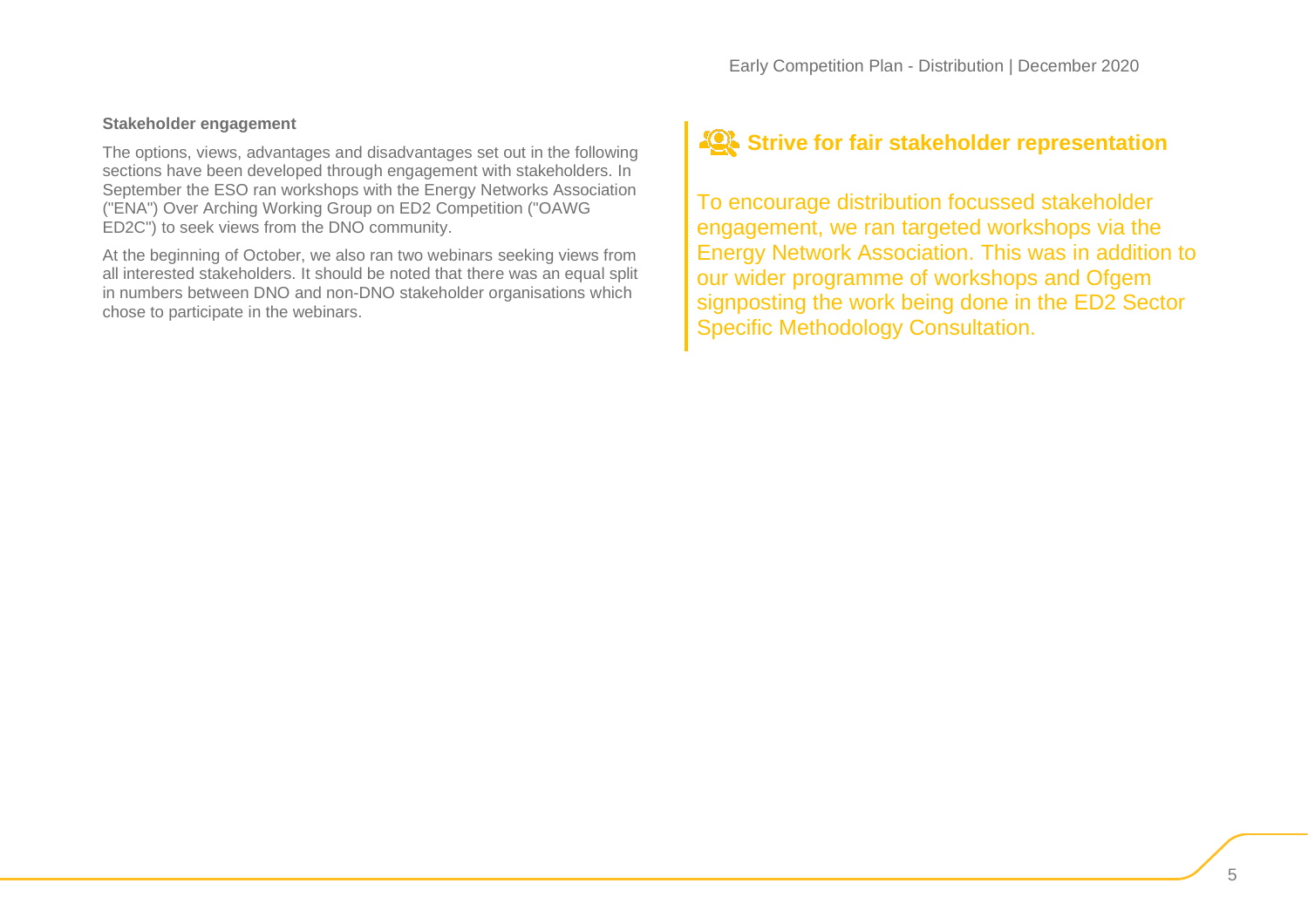**Stakeholder engagement**

The options, views, advantages and disadvantages set out in the following sections have been developed through engagement with stakeholders. In September the ESO ran workshops with the Energy Networks Association ("ENA") Over Arching Working Group on ED2 Competition ("OAWG ED2C") to seek views from the DNO community.

At the beginning of October, we also ran two webinars seeking views from all interested stakeholders. It should be noted that there was an equal split in numbers between DNO and non-DNO stakeholder organisations which chose to participate in the webinars.

### Strive for fair stakeholder representation

To encourage distribution focussed stakeholder engagement, we ran targeted workshops via the Energy Network Association. This was in addition to our wider programme of workshops and Ofgem signposting the work being done in the ED2 Sector Specific Methodology Consultation.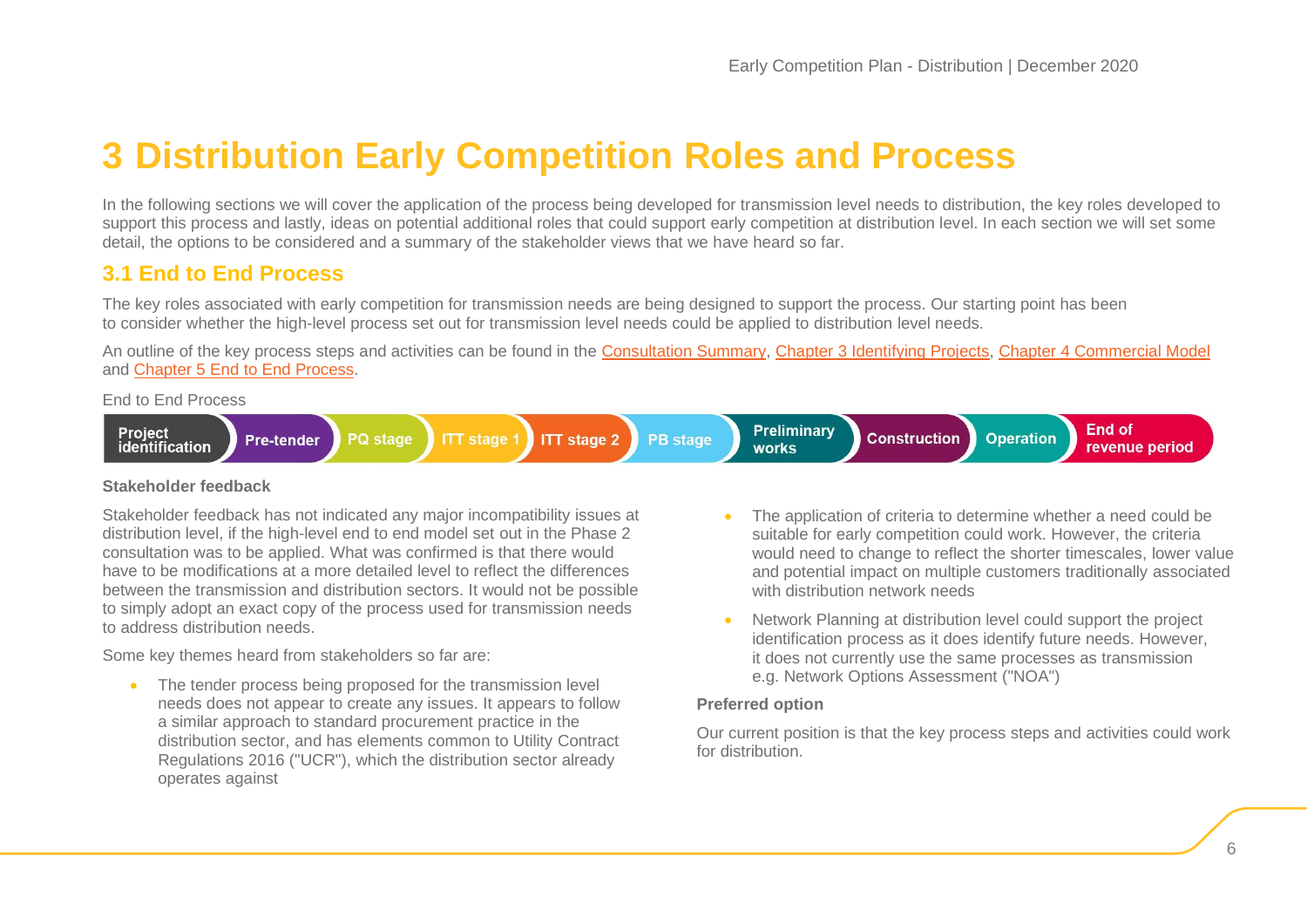# 3 Distribution Early Competition Roles and Process

In the following sections we will cover the application of the process being developed for transmission level needs to distribution, the key roles developed to support this process and lastly, ideas on potential additional roles that could support early competition at distribution level. In each section we will set some detail, the options to be considered and a summary of the stakeholder views that we have heard so far.

## 3.1 End to End Process

The key roles associated with early competition for transmission needs are being designed to support the process. Our starting point has been to consider whether the high-level process set out for transmission level needs could be applied to distribution level needs.

An outline of the key process steps and activities can be found in the Consultation Summary, Chapter 3 Identifying Projects, Chapter 4 Commercial Model and Chapter 5 End to End Process.

End to End Process

Project identification → Pre-tender → PQ stage → ITT stage 1 → ITT stage 2 → PB stage → Preliminary works → Construction → Operation → End of revenue period

**Stakeholder feedback**

Stakeholder feedback has not indicated any major incompatibility issues at distribution level, if the high-level end to end model set out in the Phase 2 consultation was to be applied. What was confirmed is that there would have to be modifications at a more detailed level to reflect the differences between the transmission and distribution sectors. It would not be possible to simply adopt an exact copy of the process used for transmission needs to address distribution needs.

Some key themes heard from stakeholders so far are:

- The tender process being proposed for the transmission level needs does not appear to create any issues. It appears to follow a similar approach to standard procurement practice in the distribution sector, and has elements common to Utility Contract Regulations 2016 ("UCR"), which the distribution sector already operates against
- The application of criteria to determine whether a need could be suitable for early competition could work. However, the criteria would need to change to reflect the shorter timescales, lower value and potential impact on multiple customers traditionally associated with distribution network needs
- Network Planning at distribution level could support the project identification process as it does identify future needs. However, it does not currently use the same processes as transmission e.g. Network Options Assessment ("NOA")

**Preferred option**

Our current position is that the key process steps and activities could work for distribution.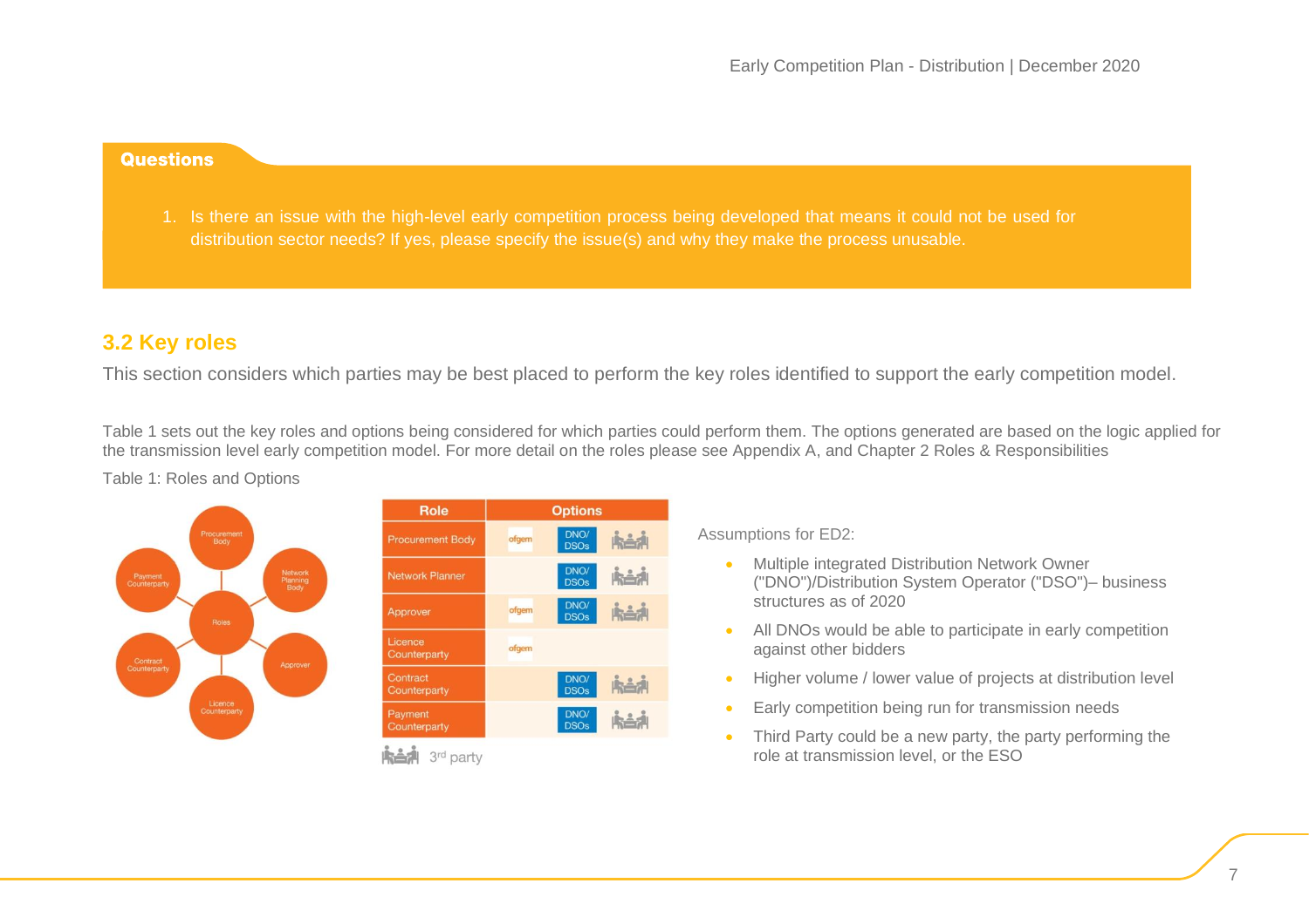**Questions**

1. Is there an issue with the high-level early competition process being developed that means it could not be used for distribution sector needs? If yes, please specify the issue(s) and why they make the process unusable.

## 3.2 Key roles

This section considers which parties may be best placed to perform the key roles identified to support the early competition model.

Table 1 sets out the key roles and options being considered for which parties could perform them. The options generated are based on the logic applied for the transmission level early competition model. For more detail on the roles please see Appendix A, and Chapter 2 Roles & Responsibilities

Table 1: Roles and Options

| Role | Options | | |
|---|---|---|---|
| Procurement Body | ofgem | DNO/DSOs | 3rd party |
| Network Planner | | DNO/DSOs | 3rd party |
| Approver | ofgem | DNO/DSOs | 3rd party |
| Licence Counterparty | ofgem | | |
| Contract Counterparty | | DNO/DSOs | 3rd party |
| Payment Counterparty | | DNO/DSOs | 3rd party |

Assumptions for ED2:

- Multiple integrated Distribution Network Owner ("DNO")/Distribution System Operator ("DSO")– business structures as of 2020
- All DNOs would be able to participate in early competition against other bidders
- Higher volume / lower value of projects at distribution level
- Early competition being run for transmission needs
- Third Party could be a new party, the party performing the role at transmission level, or the ESO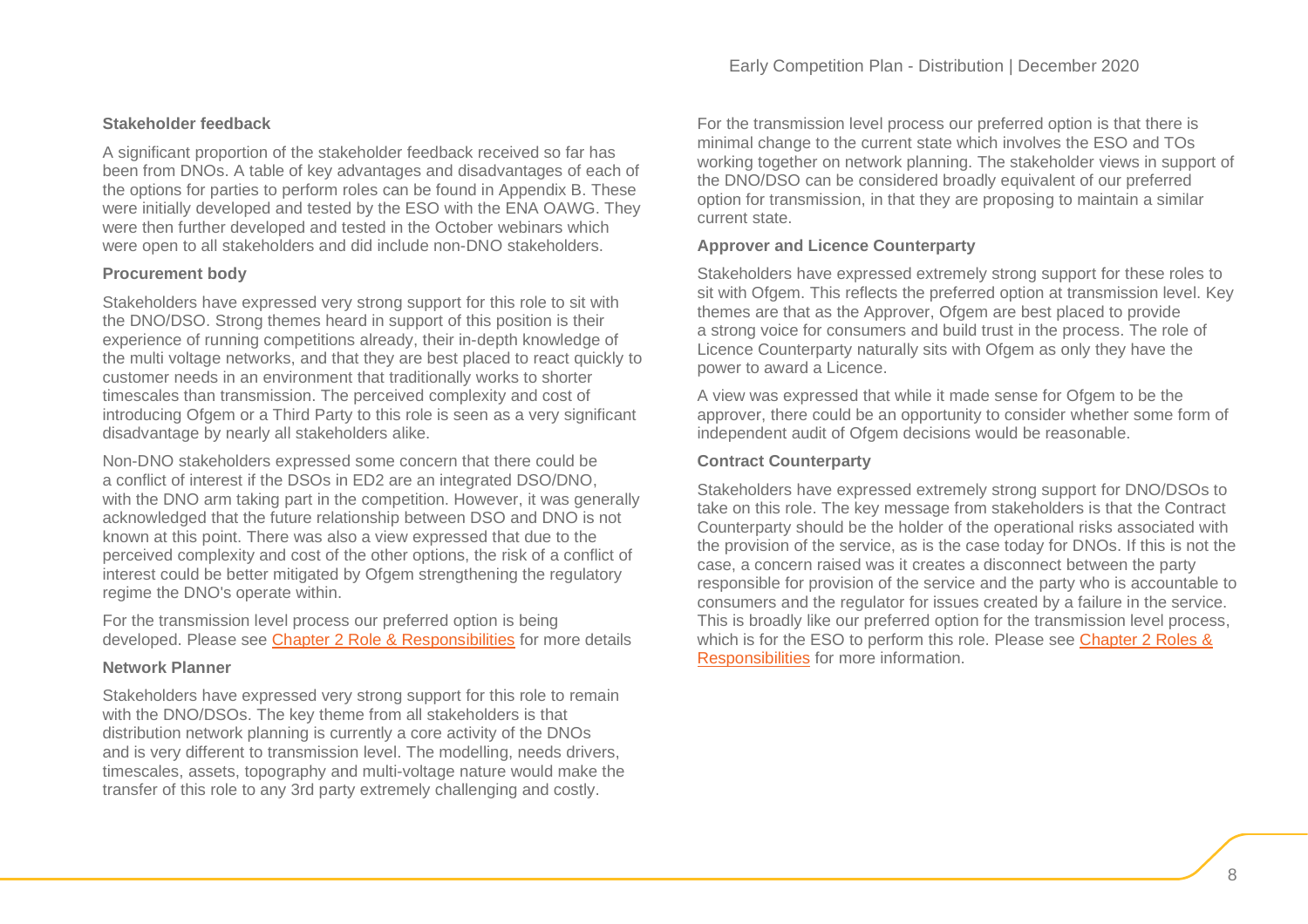### Stakeholder feedback

A significant proportion of the stakeholder feedback received so far has been from DNOs. A table of key advantages and disadvantages of each of the options for parties to perform roles can be found in Appendix B. These were initially developed and tested by the ESO with the ENA OAWG. They were then further developed and tested in the October webinars which were open to all stakeholders and did include non-DNO stakeholders.

### Procurement body

Stakeholders have expressed very strong support for this role to sit with the DNO/DSO. Strong themes heard in support of this position is their experience of running competitions already, their in-depth knowledge of the multi voltage networks, and that they are best placed to react quickly to customer needs in an environment that traditionally works to shorter timescales than transmission. The perceived complexity and cost of introducing Ofgem or a Third Party to this role is seen as a very significant disadvantage by nearly all stakeholders alike.

Non-DNO stakeholders expressed some concern that there could be a conflict of interest if the DSOs in ED2 are an integrated DSO/DNO, with the DNO arm taking part in the competition. However, it was generally acknowledged that the future relationship between DSO and DNO is not known at this point. There was also a view expressed that due to the perceived complexity and cost of the other options, the risk of a conflict of interest could be better mitigated by Ofgem strengthening the regulatory regime the DNO's operate within.

For the transmission level process our preferred option is being developed. Please see [Chapter 2 Role & Responsibilities] for more details

### Network Planner

Stakeholders have expressed very strong support for this role to remain with the DNO/DSOs. The key theme from all stakeholders is that distribution network planning is currently a core activity of the DNOs and is very different to transmission level. The modelling, needs drivers, timescales, assets, topography and multi-voltage nature would make the transfer of this role to any 3rd party extremely challenging and costly.

For the transmission level process our preferred option is that there is minimal change to the current state which involves the ESO and TOs working together on network planning. The stakeholder views in support of the DNO/DSO can be considered broadly equivalent of our preferred option for transmission, in that they are proposing to maintain a similar current state.

### Approver and Licence Counterparty

Stakeholders have expressed extremely strong support for these roles to sit with Ofgem. This reflects the preferred option at transmission level. Key themes are that as the Approver, Ofgem are best placed to provide a strong voice for consumers and build trust in the process. The role of Licence Counterparty naturally sits with Ofgem as only they have the power to award a Licence.

A view was expressed that while it made sense for Ofgem to be the approver, there could be an opportunity to consider whether some form of independent audit of Ofgem decisions would be reasonable.

### Contract Counterparty

Stakeholders have expressed extremely strong support for DNO/DSOs to take on this role. The key message from stakeholders is that the Contract Counterparty should be the holder of the operational risks associated with the provision of the service, as is the case today for DNOs. If this is not the case, a concern raised was it creates a disconnect between the party responsible for provision of the service and the party who is accountable to consumers and the regulator for issues created by a failure in the service. This is broadly like our preferred option for the transmission level process, which is for the ESO to perform this role. Please see [Chapter 2 Roles & Responsibilities] for more information.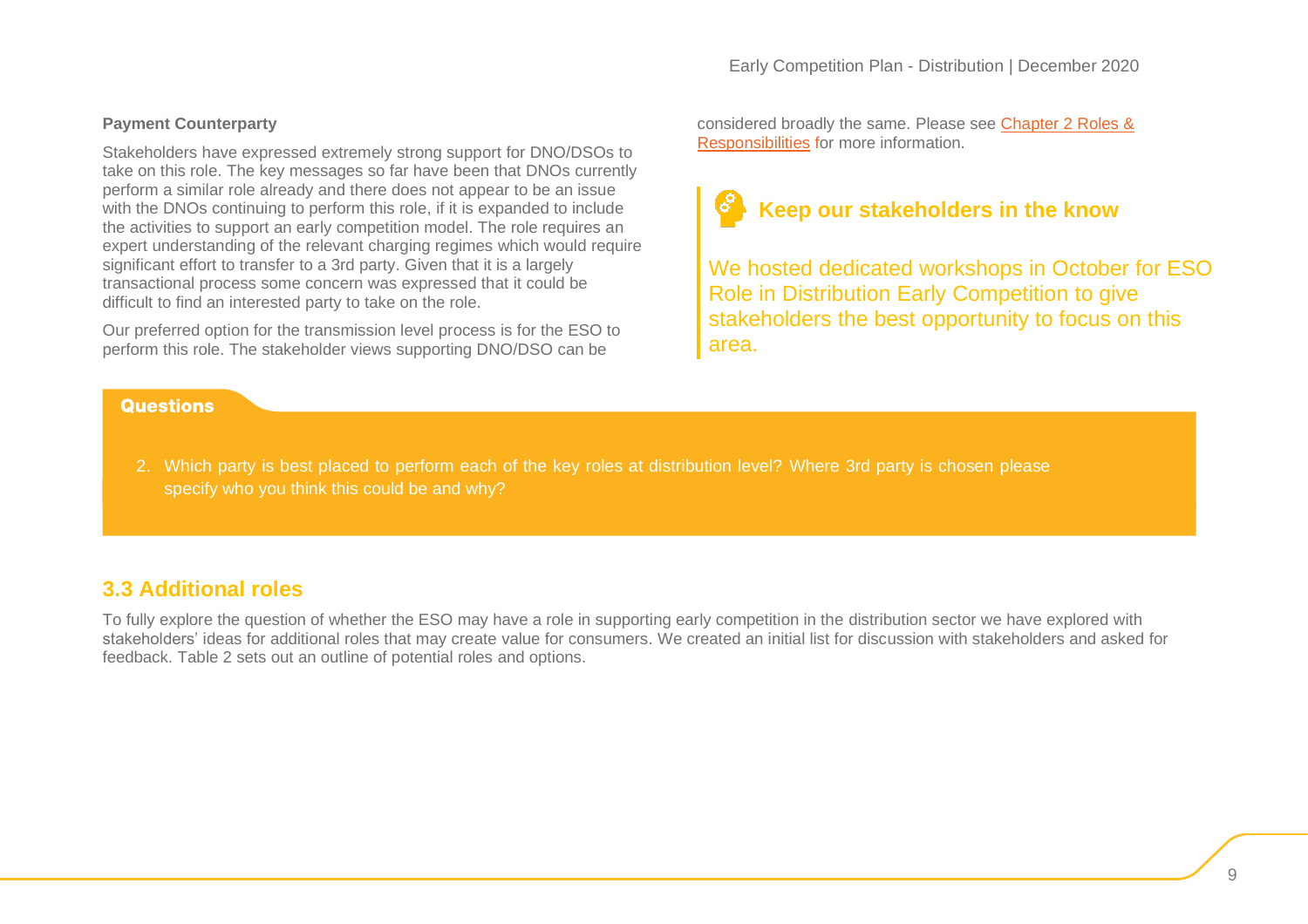**Payment Counterparty**

Stakeholders have expressed extremely strong support for DNO/DSOs to take on this role. The key messages so far have been that DNOs currently perform a similar role already and there does not appear to be an issue with the DNOs continuing to perform this role, if it is expanded to include the activities to support an early competition model. The role requires an expert understanding of the relevant charging regimes which would require significant effort to transfer to a 3rd party. Given that it is a largely transactional process some concern was expressed that it could be difficult to find an interested party to take on the role.

Our preferred option for the transmission level process is for the ESO to perform this role. The stakeholder views supporting DNO/DSO can be considered broadly the same. Please see [Chapter 2 Roles & Responsibilities] for more information.

### Keep our stakeholders in the know

We hosted dedicated workshops in October for ESO Role in Distribution Early Competition to give stakeholders the best opportunity to focus on this area.

**Questions**

2. Which party is best placed to perform each of the key roles at distribution level? Where 3rd party is chosen please specify who you think this could be and why?

## 3.3 Additional roles

To fully explore the question of whether the ESO may have a role in supporting early competition in the distribution sector we have explored with stakeholders' ideas for additional roles that may create value for consumers. We created an initial list for discussion with stakeholders and asked for feedback. Table 2 sets out an outline of potential roles and options.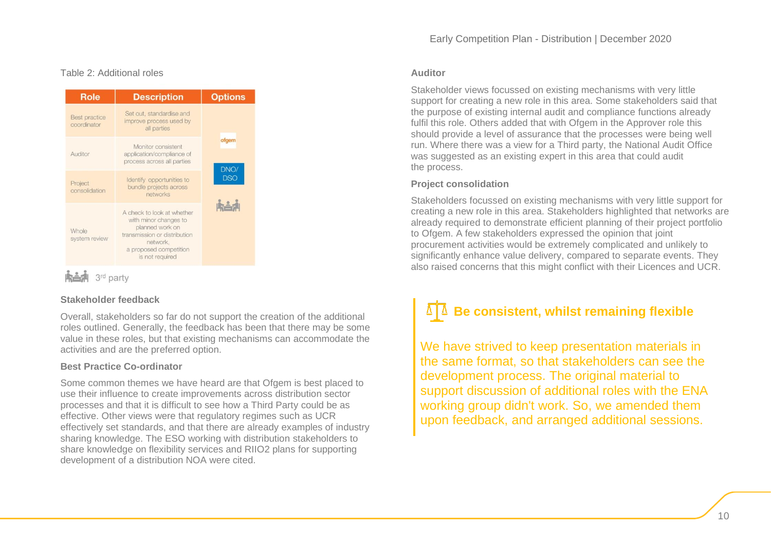Table 2: Additional roles

| Role | Description | Options |
|---|---|---|
| Best practice coordinator | Set out, standardise and improve process used by all parties | ofgem<br>DNO/ DSO<br>3rd party |
| Auditor | Monitor consistent application/compliance of process across all parties | |
| Project consolidation | Identify opportunities to bundle projects across networks | |
| Whole system review | A check to look at whether with minor changes to planned work on transmission or distribution network, a proposed competition is not required | |

3rd party

### Stakeholder feedback

Overall, stakeholders so far do not support the creation of the additional roles outlined. Generally, the feedback has been that there may be some value in these roles, but that existing mechanisms can accommodate the activities and are the preferred option.

### Best Practice Co-ordinator

Some common themes we have heard are that Ofgem is best placed to use their influence to create improvements across distribution sector processes and that it is difficult to see how a Third Party could be as effective. Other views were that regulatory regimes such as UCR effectively set standards, and that there are already examples of industry sharing knowledge. The ESO working with distribution stakeholders to share knowledge on flexibility services and RIIO2 plans for supporting development of a distribution NOA were cited.

### Auditor

Stakeholder views focussed on existing mechanisms with very little support for creating a new role in this area. Some stakeholders said that the purpose of existing internal audit and compliance functions already fulfil this role. Others added that with Ofgem in the Approver role this should provide a level of assurance that the processes were being well run. Where there was a view for a Third party, the National Audit Office was suggested as an existing expert in this area that could audit the process.

### Project consolidation

Stakeholders focussed on existing mechanisms with very little support for creating a new role in this area. Stakeholders highlighted that networks are already required to demonstrate efficient planning of their project portfolio to Ofgem. A few stakeholders expressed the opinion that joint procurement activities would be extremely complicated and unlikely to significantly enhance value delivery, compared to separate events. They also raised concerns that this might conflict with their Licences and UCR.

> **Be consistent, whilst remaining flexible**
>
> We have strived to keep presentation materials in the same format, so that stakeholders can see the development process. The original material to support discussion of additional roles with the ENA working group didn't work. So, we amended them upon feedback, and arranged additional sessions.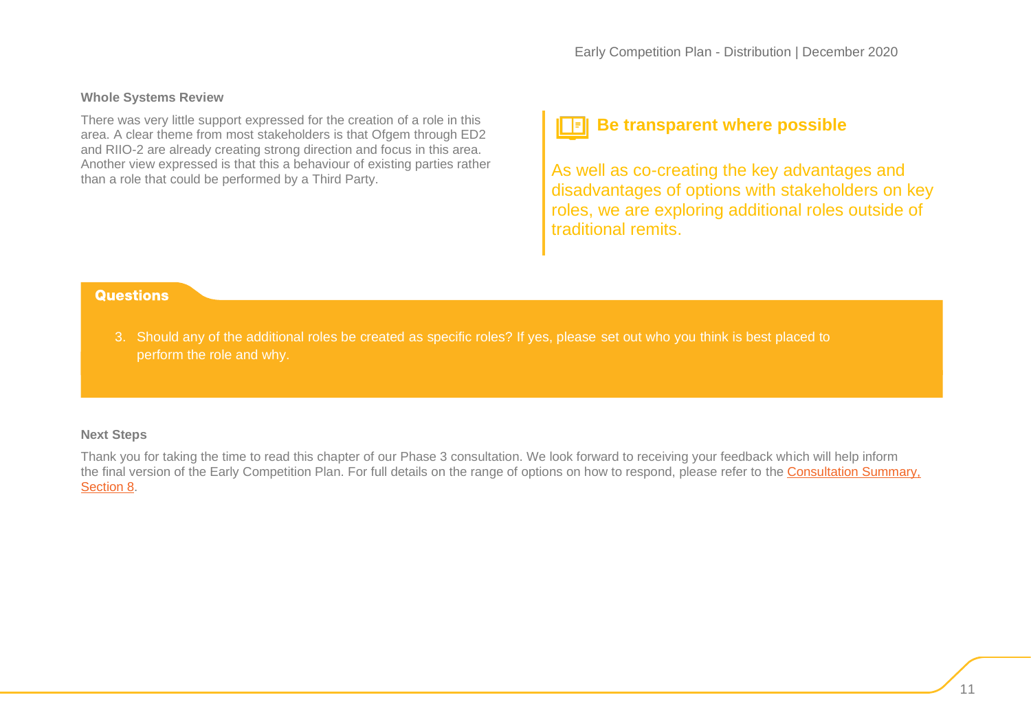### Whole Systems Review

There was very little support expressed for the creation of a role in this area. A clear theme from most stakeholders is that Ofgem through ED2 and RIIO-2 are already creating strong direction and focus in this area. Another view expressed is that this a behaviour of existing parties rather than a role that could be performed by a Third Party.

> **Be transparent where possible**
>
> As well as co-creating the key advantages and disadvantages of options with stakeholders on key roles, we are exploring additional roles outside of traditional remits.

**Questions**

3. Should any of the additional roles be created as specific roles? If yes, please set out who you think is best placed to perform the role and why.

### Next Steps

Thank you for taking the time to read this chapter of our Phase 3 consultation. We look forward to receiving your feedback which will help inform the final version of the Early Competition Plan. For full details on the range of options on how to respond, please refer to the Consultation Summary, Section 8.